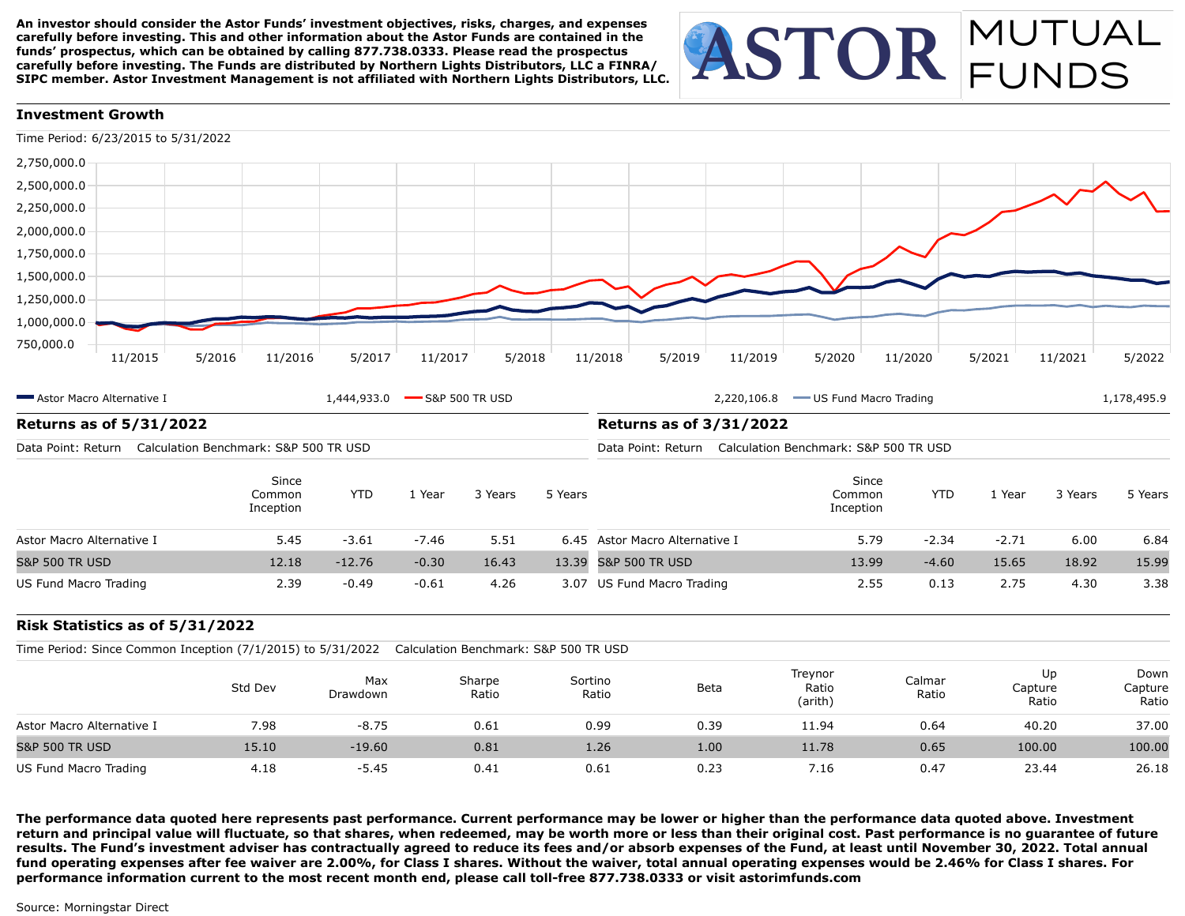**An investor should consider the Astor Funds' investment objectives, risks, charges, and expenses carefully before investing. This and other information about the Astor Funds are contained in the funds' prospectus, which can be obtained by calling 877.738.0333. Please read the prospectus carefully before investing. The Funds are distributed by Northern Lights Distributors, LLC a FINRA/ SIPC member. Astor Investment Management is not affiliated with Northern Lights Distributors, LLC.**

# ASTOR MUTUAL FUNDS

## Investment Growth

Time Period: 6/23/2015 to 5/31/2022

| Series | Value |
|---|---|
| Astor Macro Alternative I | 1,444,933.0 |
| S&P 500 TR USD | 2,220,106.8 |
| US Fund Macro Trading | 1,178,495.9 |

## Returns as of 5/31/2022

Data Point: Return    Calculation Benchmark: S&P 500 TR USD

| | Since Common Inception | YTD | 1 Year | 3 Years | 5 Years |
|---|---|---|---|---|---|
| Astor Macro Alternative I | 5.45 | -3.61 | -7.46 | 5.51 | 6.45 |
| S&P 500 TR USD | 12.18 | -12.76 | -0.30 | 16.43 | 13.39 |
| US Fund Macro Trading | 2.39 | -0.49 | -0.61 | 4.26 | 3.07 |

## Returns as of 3/31/2022

Data Point: Return    Calculation Benchmark: S&P 500 TR USD

| | Since Common Inception | YTD | 1 Year | 3 Years | 5 Years |
|---|---|---|---|---|---|
| Astor Macro Alternative I | 5.79 | -2.34 | -2.71 | 6.00 | 6.84 |
| S&P 500 TR USD | 13.99 | -4.60 | 15.65 | 18.92 | 15.99 |
| US Fund Macro Trading | 2.55 | 0.13 | 2.75 | 4.30 | 3.38 |

## Risk Statistics as of 5/31/2022

Time Period: Since Common Inception (7/1/2015) to 5/31/2022    Calculation Benchmark: S&P 500 TR USD

| | Std Dev | Max Drawdown | Sharpe Ratio | Sortino Ratio | Beta | Treynor Ratio (arith) | Calmar Ratio | Up Capture Ratio | Down Capture Ratio |
|---|---|---|---|---|---|---|---|---|---|
| Astor Macro Alternative I | 7.98 | -8.75 | 0.61 | 0.99 | 0.39 | 11.94 | 0.64 | 40.20 | 37.00 |
| S&P 500 TR USD | 15.10 | -19.60 | 0.81 | 1.26 | 1.00 | 11.78 | 0.65 | 100.00 | 100.00 |
| US Fund Macro Trading | 4.18 | -5.45 | 0.41 | 0.61 | 0.23 | 7.16 | 0.47 | 23.44 | 26.18 |

**The performance data quoted here represents past performance. Current performance may be lower or higher than the performance data quoted above. Investment return and principal value will fluctuate, so that shares, when redeemed, may be worth more or less than their original cost. Past performance is no guarantee of future results. The Fund's investment adviser has contractually agreed to reduce its fees and/or absorb expenses of the Fund, at least until November 30, 2022. Total annual fund operating expenses after fee waiver are 2.00%, for Class I shares. Without the waiver, total annual operating expenses would be 2.46% for Class I shares. For performance information current to the most recent month end, please call toll-free 877.738.0333 or visit astorimfunds.com**

Source: Morningstar Direct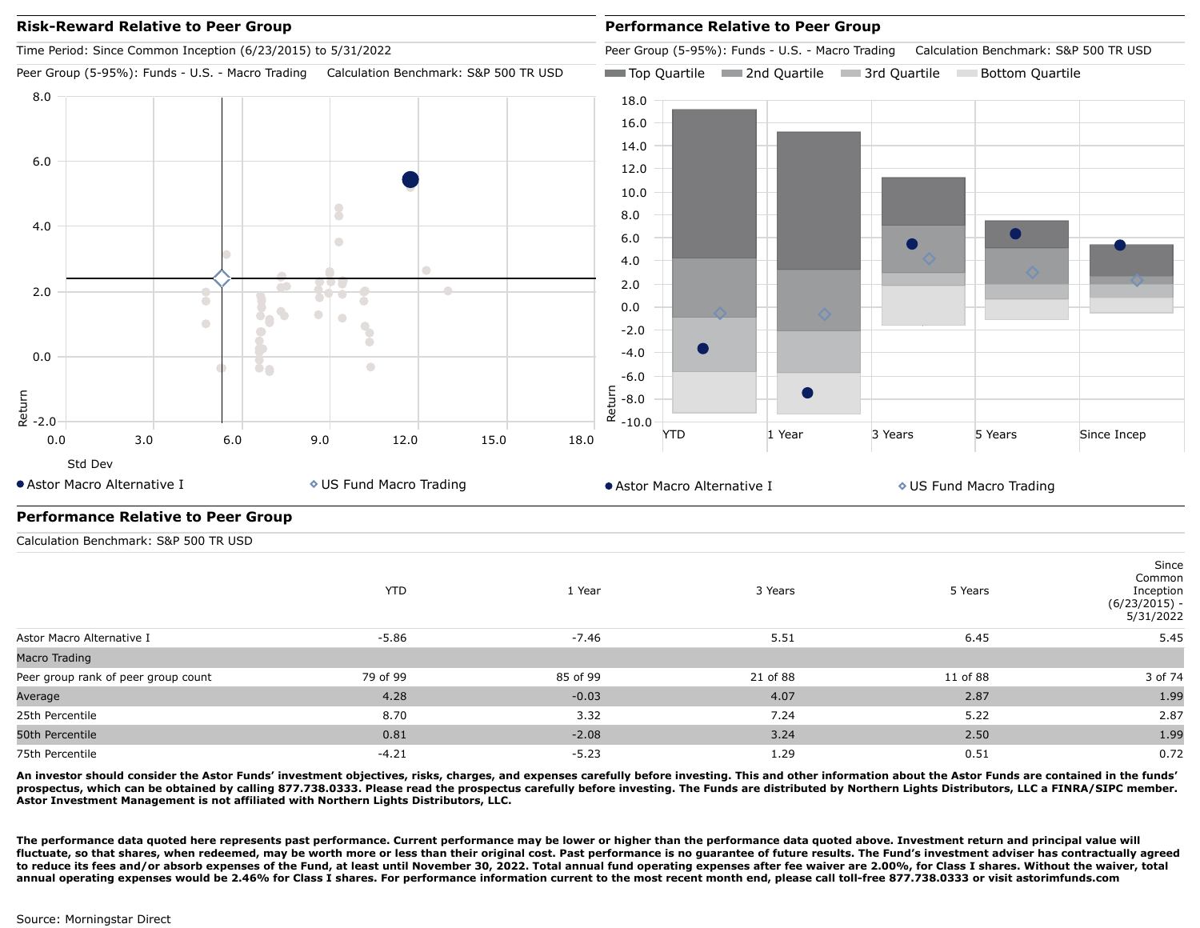## Risk-Reward Relative to Peer Group

Time Period: Since Common Inception (6/23/2015) to 5/31/2022

Peer Group (5-95%): Funds - U.S. - Macro Trading    Calculation Benchmark: S&P 500 TR USD

● Astor Macro Alternative I    ◇ US Fund Macro Trading

## Performance Relative to Peer Group

Peer Group (5-95%): Funds - U.S. - Macro Trading    Calculation Benchmark: S&P 500 TR USD

Top Quartile    2nd Quartile    3rd Quartile    Bottom Quartile

● Astor Macro Alternative I    ◇ US Fund Macro Trading

## Performance Relative to Peer Group

Calculation Benchmark: S&P 500 TR USD

| | YTD | 1 Year | 3 Years | 5 Years | Since Common Inception (6/23/2015) - 5/31/2022 |
|---|---|---|---|---|---|
| Astor Macro Alternative I | -5.86 | -7.46 | 5.51 | 6.45 | 5.45 |
| Macro Trading | | | | | |
| Peer group rank of peer group count | 79 of 99 | 85 of 99 | 21 of 88 | 11 of 88 | 3 of 74 |
| Average | 4.28 | -0.03 | 4.07 | 2.87 | 1.99 |
| 25th Percentile | 8.70 | 3.32 | 7.24 | 5.22 | 2.87 |
| 50th Percentile | 0.81 | -2.08 | 3.24 | 2.50 | 1.99 |
| 75th Percentile | -4.21 | -5.23 | 1.29 | 0.51 | 0.72 |

**An investor should consider the Astor Funds' investment objectives, risks, charges, and expenses carefully before investing. This and other information about the Astor Funds are contained in the funds' prospectus, which can be obtained by calling 877.738.0333. Please read the prospectus carefully before investing. The Funds are distributed by Northern Lights Distributors, LLC a FINRA/SIPC member. Astor Investment Management is not affiliated with Northern Lights Distributors, LLC.**

**The performance data quoted here represents past performance. Current performance may be lower or higher than the performance data quoted above. Investment return and principal value will fluctuate, so that shares, when redeemed, may be worth more or less than their original cost. Past performance is no guarantee of future results. The Fund's investment adviser has contractually agreed to reduce its fees and/or absorb expenses of the Fund, at least until November 30, 2022. Total annual fund operating expenses after fee waiver are 2.00%, for Class I shares. Without the waiver, total annual operating expenses would be 2.46% for Class I shares. For performance information current to the most recent month end, please call toll-free 877.738.0333 or visit astorimfunds.com**

Source: Morningstar Direct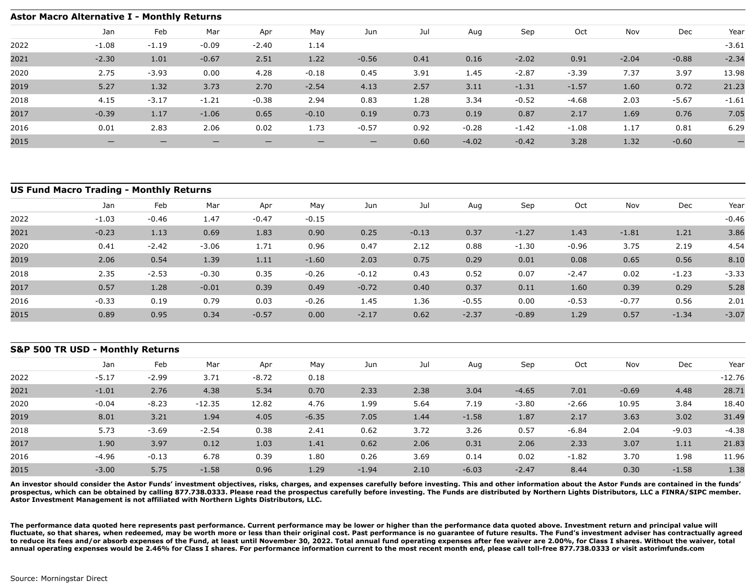## Astor Macro Alternative I - Monthly Returns

| | Jan | Feb | Mar | Apr | May | Jun | Jul | Aug | Sep | Oct | Nov | Dec | Year |
|---|---|---|---|---|---|---|---|---|---|---|---|---|---|
| 2022 | -1.08 | -1.19 | -0.09 | -2.40 | 1.14 | | | | | | | | -3.61 |
| 2021 | -2.30 | 1.01 | -0.67 | 2.51 | 1.22 | -0.56 | 0.41 | 0.16 | -2.02 | 0.91 | -2.04 | -0.88 | -2.34 |
| 2020 | 2.75 | -3.93 | 0.00 | 4.28 | -0.18 | 0.45 | 3.91 | 1.45 | -2.87 | -3.39 | 7.37 | 3.97 | 13.98 |
| 2019 | 5.27 | 1.32 | 3.73 | 2.70 | -2.54 | 4.13 | 2.57 | 3.11 | -1.31 | -1.57 | 1.60 | 0.72 | 21.23 |
| 2018 | 4.15 | -3.17 | -1.21 | -0.38 | 2.94 | 0.83 | 1.28 | 3.34 | -0.52 | -4.68 | 2.03 | -5.67 | -1.61 |
| 2017 | -0.39 | 1.17 | -1.06 | 0.65 | -0.10 | 0.19 | 0.73 | 0.19 | 0.87 | 2.17 | 1.69 | 0.76 | 7.05 |
| 2016 | 0.01 | 2.83 | 2.06 | 0.02 | 1.73 | -0.57 | 0.92 | -0.28 | -1.42 | -1.08 | 1.17 | 0.81 | 6.29 |
| 2015 | — | — | — | — | — | — | 0.60 | -4.02 | -0.42 | 3.28 | 1.32 | -0.60 | — |

## US Fund Macro Trading - Monthly Returns

| | Jan | Feb | Mar | Apr | May | Jun | Jul | Aug | Sep | Oct | Nov | Dec | Year |
|---|---|---|---|---|---|---|---|---|---|---|---|---|---|
| 2022 | -1.03 | -0.46 | 1.47 | -0.47 | -0.15 | | | | | | | | -0.46 |
| 2021 | -0.23 | 1.13 | 0.69 | 1.83 | 0.90 | 0.25 | -0.13 | 0.37 | -1.27 | 1.43 | -1.81 | 1.21 | 3.86 |
| 2020 | 0.41 | -2.42 | -3.06 | 1.71 | 0.96 | 0.47 | 2.12 | 0.88 | -1.30 | -0.96 | 3.75 | 2.19 | 4.54 |
| 2019 | 2.06 | 0.54 | 1.39 | 1.11 | -1.60 | 2.03 | 0.75 | 0.29 | 0.01 | 0.08 | 0.65 | 0.56 | 8.10 |
| 2018 | 2.35 | -2.53 | -0.30 | 0.35 | -0.26 | -0.12 | 0.43 | 0.52 | 0.07 | -2.47 | 0.02 | -1.23 | -3.33 |
| 2017 | 0.57 | 1.28 | -0.01 | 0.39 | 0.49 | -0.72 | 0.40 | 0.37 | 0.11 | 1.60 | 0.39 | 0.29 | 5.28 |
| 2016 | -0.33 | 0.19 | 0.79 | 0.03 | -0.26 | 1.45 | 1.36 | -0.55 | 0.00 | -0.53 | -0.77 | 0.56 | 2.01 |
| 2015 | 0.89 | 0.95 | 0.34 | -0.57 | 0.00 | -2.17 | 0.62 | -2.37 | -0.89 | 1.29 | 0.57 | -1.34 | -3.07 |

## S&P 500 TR USD - Monthly Returns

| | Jan | Feb | Mar | Apr | May | Jun | Jul | Aug | Sep | Oct | Nov | Dec | Year |
|---|---|---|---|---|---|---|---|---|---|---|---|---|---|
| 2022 | -5.17 | -2.99 | 3.71 | -8.72 | 0.18 | | | | | | | | -12.76 |
| 2021 | -1.01 | 2.76 | 4.38 | 5.34 | 0.70 | 2.33 | 2.38 | 3.04 | -4.65 | 7.01 | -0.69 | 4.48 | 28.71 |
| 2020 | -0.04 | -8.23 | -12.35 | 12.82 | 4.76 | 1.99 | 5.64 | 7.19 | -3.80 | -2.66 | 10.95 | 3.84 | 18.40 |
| 2019 | 8.01 | 3.21 | 1.94 | 4.05 | -6.35 | 7.05 | 1.44 | -1.58 | 1.87 | 2.17 | 3.63 | 3.02 | 31.49 |
| 2018 | 5.73 | -3.69 | -2.54 | 0.38 | 2.41 | 0.62 | 3.72 | 3.26 | 0.57 | -6.84 | 2.04 | -9.03 | -4.38 |
| 2017 | 1.90 | 3.97 | 0.12 | 1.03 | 1.41 | 0.62 | 2.06 | 0.31 | 2.06 | 2.33 | 3.07 | 1.11 | 21.83 |
| 2016 | -4.96 | -0.13 | 6.78 | 0.39 | 1.80 | 0.26 | 3.69 | 0.14 | 0.02 | -1.82 | 3.70 | 1.98 | 11.96 |
| 2015 | -3.00 | 5.75 | -1.58 | 0.96 | 1.29 | -1.94 | 2.10 | -6.03 | -2.47 | 8.44 | 0.30 | -1.58 | 1.38 |

**An investor should consider the Astor Funds' investment objectives, risks, charges, and expenses carefully before investing. This and other information about the Astor Funds are contained in the funds' prospectus, which can be obtained by calling 877.738.0333. Please read the prospectus carefully before investing. The Funds are distributed by Northern Lights Distributors, LLC a FINRA/SIPC member. Astor Investment Management is not affiliated with Northern Lights Distributors, LLC.**

**The performance data quoted here represents past performance. Current performance may be lower or higher than the performance data quoted above. Investment return and principal value will fluctuate, so that shares, when redeemed, may be worth more or less than their original cost. Past performance is no guarantee of future results. The Fund's investment adviser has contractually agreed to reduce its fees and/or absorb expenses of the Fund, at least until November 30, 2022. Total annual fund operating expenses after fee waiver are 2.00%, for Class I shares. Without the waiver, total annual operating expenses would be 2.46% for Class I shares. For performance information current to the most recent month end, please call toll-free 877.738.0333 or visit astorimfunds.com**

Source: Morningstar Direct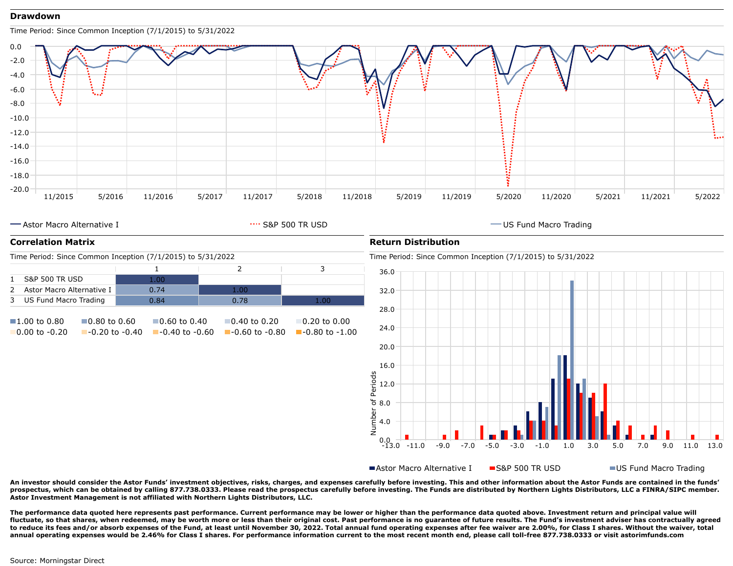## Drawdown

Time Period: Since Common Inception (7/1/2015) to 5/31/2022

Astor Macro Alternative I — S&P 500 TR USD — US Fund Macro Trading

## Correlation Matrix

Time Period: Since Common Inception (7/1/2015) to 5/31/2022

| | | 1 | 2 | 3 |
|---|---|---|---|---|
| 1 | S&P 500 TR USD | 1.00 | | |
| 2 | Astor Macro Alternative I | 0.74 | 1.00 | |
| 3 | US Fund Macro Trading | 0.84 | 0.78 | 1.00 |

1.00 to 0.80 | 0.80 to 0.60 | 0.60 to 0.40 | 0.40 to 0.20 | 0.20 to 0.00 | 0.00 to -0.20 | -0.20 to -0.40 | -0.40 to -0.60 | -0.60 to -0.80 | -0.80 to -1.00

## Return Distribution

Time Period: Since Common Inception (7/1/2015) to 5/31/2022

Astor Macro Alternative I — S&P 500 TR USD — US Fund Macro Trading

**An investor should consider the Astor Funds' investment objectives, risks, charges, and expenses carefully before investing. This and other information about the Astor Funds are contained in the funds' prospectus, which can be obtained by calling 877.738.0333. Please read the prospectus carefully before investing. The Funds are distributed by Northern Lights Distributors, LLC a FINRA/SIPC member. Astor Investment Management is not affiliated with Northern Lights Distributors, LLC.**

**The performance data quoted here represents past performance. Current performance may be lower or higher than the performance data quoted above. Investment return and principal value will fluctuate, so that shares, when redeemed, may be worth more or less than their original cost. Past performance is no guarantee of future results. The Fund's investment adviser has contractually agreed to reduce its fees and/or absorb expenses of the Fund, at least until November 30, 2022. Total annual fund operating expenses after fee waiver are 2.00%, for Class I shares. Without the waiver, total annual operating expenses would be 2.46% for Class I shares. For performance information current to the most recent month end, please call toll-free 877.738.0333 or visit astorimfunds.com**

Source: Morningstar Direct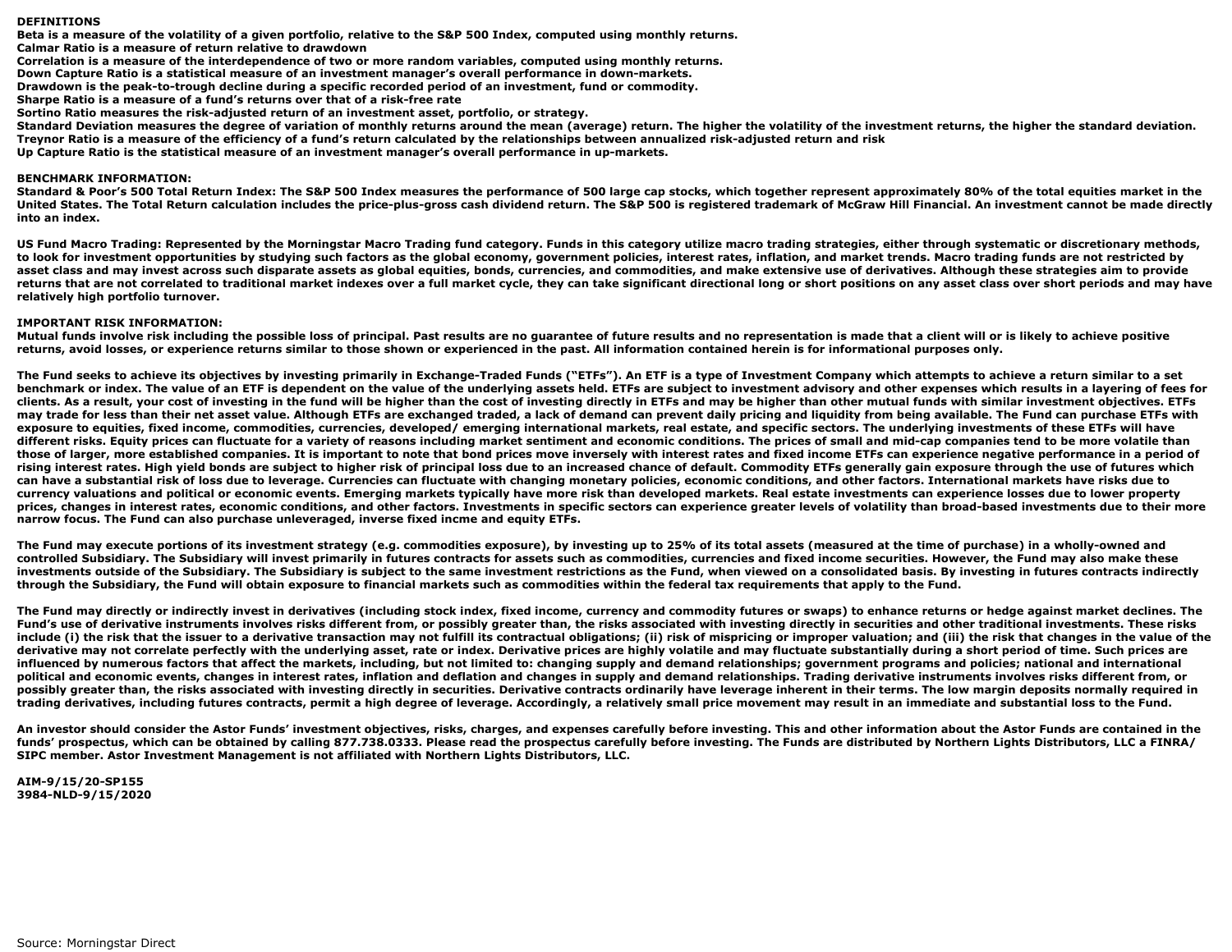## DEFINITIONS

**Beta is a measure of the volatility of a given portfolio, relative to the S&P 500 Index, computed using monthly returns.**
**Calmar Ratio is a measure of return relative to drawdown**
**Correlation is a measure of the interdependence of two or more random variables, computed using monthly returns.**
**Down Capture Ratio is a statistical measure of an investment manager's overall performance in down-markets.**
**Drawdown is the peak-to-trough decline during a specific recorded period of an investment, fund or commodity.**
**Sharpe Ratio is a measure of a fund's returns over that of a risk-free rate**
**Sortino Ratio measures the risk-adjusted return of an investment asset, portfolio, or strategy.**
**Standard Deviation measures the degree of variation of monthly returns around the mean (average) return. The higher the volatility of the investment returns, the higher the standard deviation.**
**Treynor Ratio is a measure of the efficiency of a fund's return calculated by the relationships between annualized risk-adjusted return and risk**
**Up Capture Ratio is the statistical measure of an investment manager's overall performance in up-markets.**

## BENCHMARK INFORMATION:

**Standard & Poor's 500 Total Return Index: The S&P 500 Index measures the performance of 500 large cap stocks, which together represent approximately 80% of the total equities market in the United States. The Total Return calculation includes the price-plus-gross cash dividend return. The S&P 500 is registered trademark of McGraw Hill Financial. An investment cannot be made directly into an index.**

**US Fund Macro Trading: Represented by the Morningstar Macro Trading fund category. Funds in this category utilize macro trading strategies, either through systematic or discretionary methods, to look for investment opportunities by studying such factors as the global economy, government policies, interest rates, inflation, and market trends. Macro trading funds are not restricted by asset class and may invest across such disparate assets as global equities, bonds, currencies, and commodities, and make extensive use of derivatives. Although these strategies aim to provide returns that are not correlated to traditional market indexes over a full market cycle, they can take significant directional long or short positions on any asset class over short periods and may have relatively high portfolio turnover.**

## IMPORTANT RISK INFORMATION:

**Mutual funds involve risk including the possible loss of principal. Past results are no guarantee of future results and no representation is made that a client will or is likely to achieve positive returns, avoid losses, or experience returns similar to those shown or experienced in the past. All information contained herein is for informational purposes only.**

**The Fund seeks to achieve its objectives by investing primarily in Exchange-Traded Funds ("ETFs"). An ETF is a type of Investment Company which attempts to achieve a return similar to a set benchmark or index. The value of an ETF is dependent on the value of the underlying assets held. ETFs are subject to investment advisory and other expenses which results in a layering of fees for clients. As a result, your cost of investing in the fund will be higher than the cost of investing directly in ETFs and may be higher than other mutual funds with similar investment objectives. ETFs may trade for less than their net asset value. Although ETFs are exchanged traded, a lack of demand can prevent daily pricing and liquidity from being available. The Fund can purchase ETFs with exposure to equities, fixed income, commodities, currencies, developed/ emerging international markets, real estate, and specific sectors. The underlying investments of these ETFs will have different risks. Equity prices can fluctuate for a variety of reasons including market sentiment and economic conditions. The prices of small and mid-cap companies tend to be more volatile than those of larger, more established companies. It is important to note that bond prices move inversely with interest rates and fixed income ETFs can experience negative performance in a period of rising interest rates. High yield bonds are subject to higher risk of principal loss due to an increased chance of default. Commodity ETFs generally gain exposure through the use of futures which can have a substantial risk of loss due to leverage. Currencies can fluctuate with changing monetary policies, economic conditions, and other factors. International markets have risks due to currency valuations and political or economic events. Emerging markets typically have more risk than developed markets. Real estate investments can experience losses due to lower property prices, changes in interest rates, economic conditions, and other factors. Investments in specific sectors can experience greater levels of volatility than broad-based investments due to their more narrow focus. The Fund can also purchase unleveraged, inverse fixed incme and equity ETFs.**

**The Fund may execute portions of its investment strategy (e.g. commodities exposure), by investing up to 25% of its total assets (measured at the time of purchase) in a wholly-owned and controlled Subsidiary. The Subsidiary will invest primarily in futures contracts for assets such as commodities, currencies and fixed income securities. However, the Fund may also make these investments outside of the Subsidiary. The Subsidiary is subject to the same investment restrictions as the Fund, when viewed on a consolidated basis. By investing in futures contracts indirectly through the Subsidiary, the Fund will obtain exposure to financial markets such as commodities within the federal tax requirements that apply to the Fund.**

**The Fund may directly or indirectly invest in derivatives (including stock index, fixed income, currency and commodity futures or swaps) to enhance returns or hedge against market declines. The Fund's use of derivative instruments involves risks different from, or possibly greater than, the risks associated with investing directly in securities and other traditional investments. These risks include (i) the risk that the issuer to a derivative transaction may not fulfill its contractual obligations; (ii) risk of mispricing or improper valuation; and (iii) the risk that changes in the value of the derivative may not correlate perfectly with the underlying asset, rate or index. Derivative prices are highly volatile and may fluctuate substantially during a short period of time. Such prices are influenced by numerous factors that affect the markets, including, but not limited to: changing supply and demand relationships; government programs and policies; national and international political and economic events, changes in interest rates, inflation and deflation and changes in supply and demand relationships. Trading derivative instruments involves risks different from, or possibly greater than, the risks associated with investing directly in securities. Derivative contracts ordinarily have leverage inherent in their terms. The low margin deposits normally required in trading derivatives, including futures contracts, permit a high degree of leverage. Accordingly, a relatively small price movement may result in an immediate and substantial loss to the Fund.**

**An investor should consider the Astor Funds' investment objectives, risks, charges, and expenses carefully before investing. This and other information about the Astor Funds are contained in the funds' prospectus, which can be obtained by calling 877.738.0333. Please read the prospectus carefully before investing. The Funds are distributed by Northern Lights Distributors, LLC a FINRA/ SIPC member. Astor Investment Management is not affiliated with Northern Lights Distributors, LLC.**

**AIM-9/15/20-SP155**
**3984-NLD-9/15/2020**

Source: Morningstar Direct